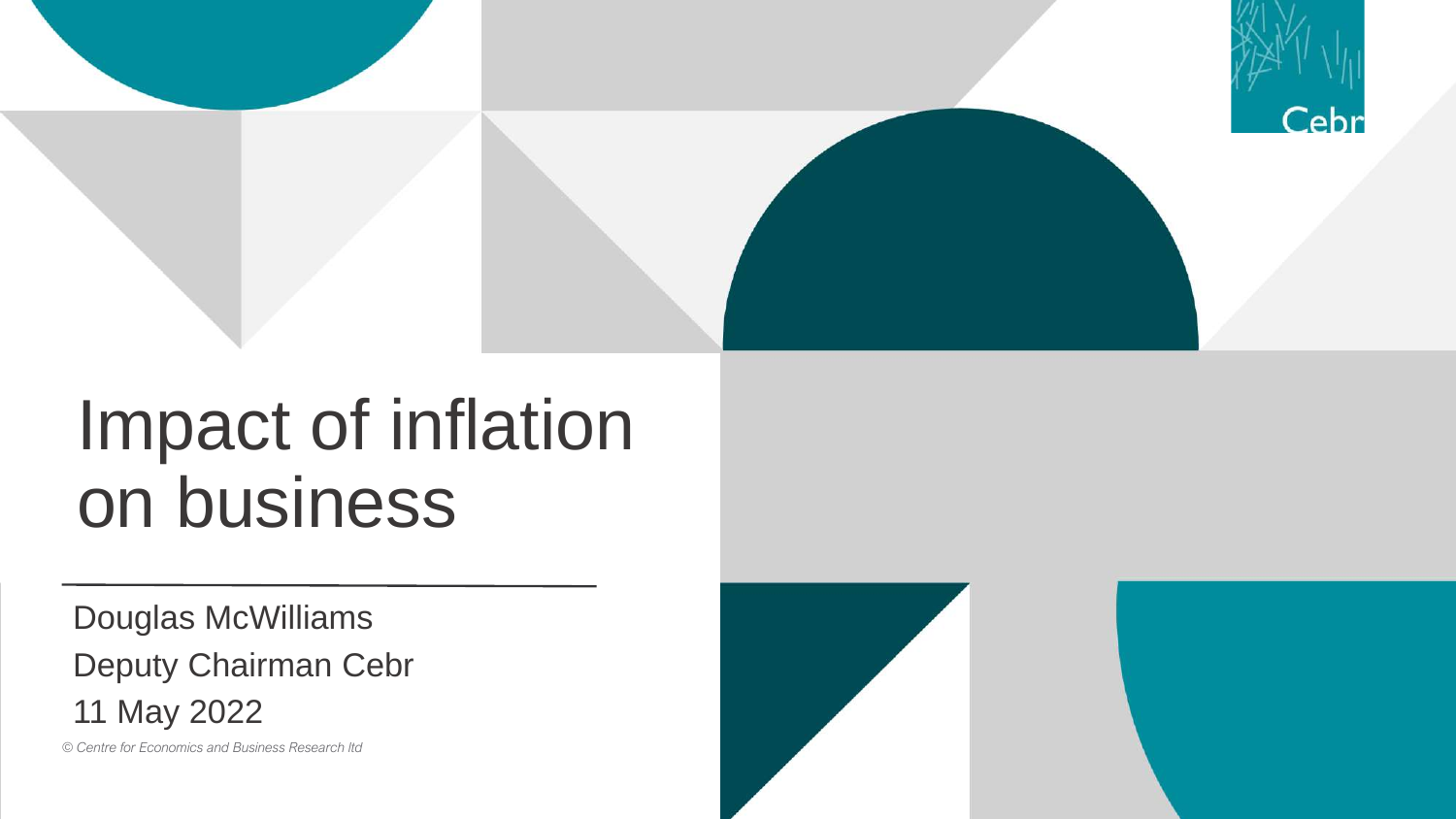# Impact of inflation on business

Douglas McWilliams

Deputy Chairman Cebr

11 May 2022

*© Centre for Economics and Business Research ltd*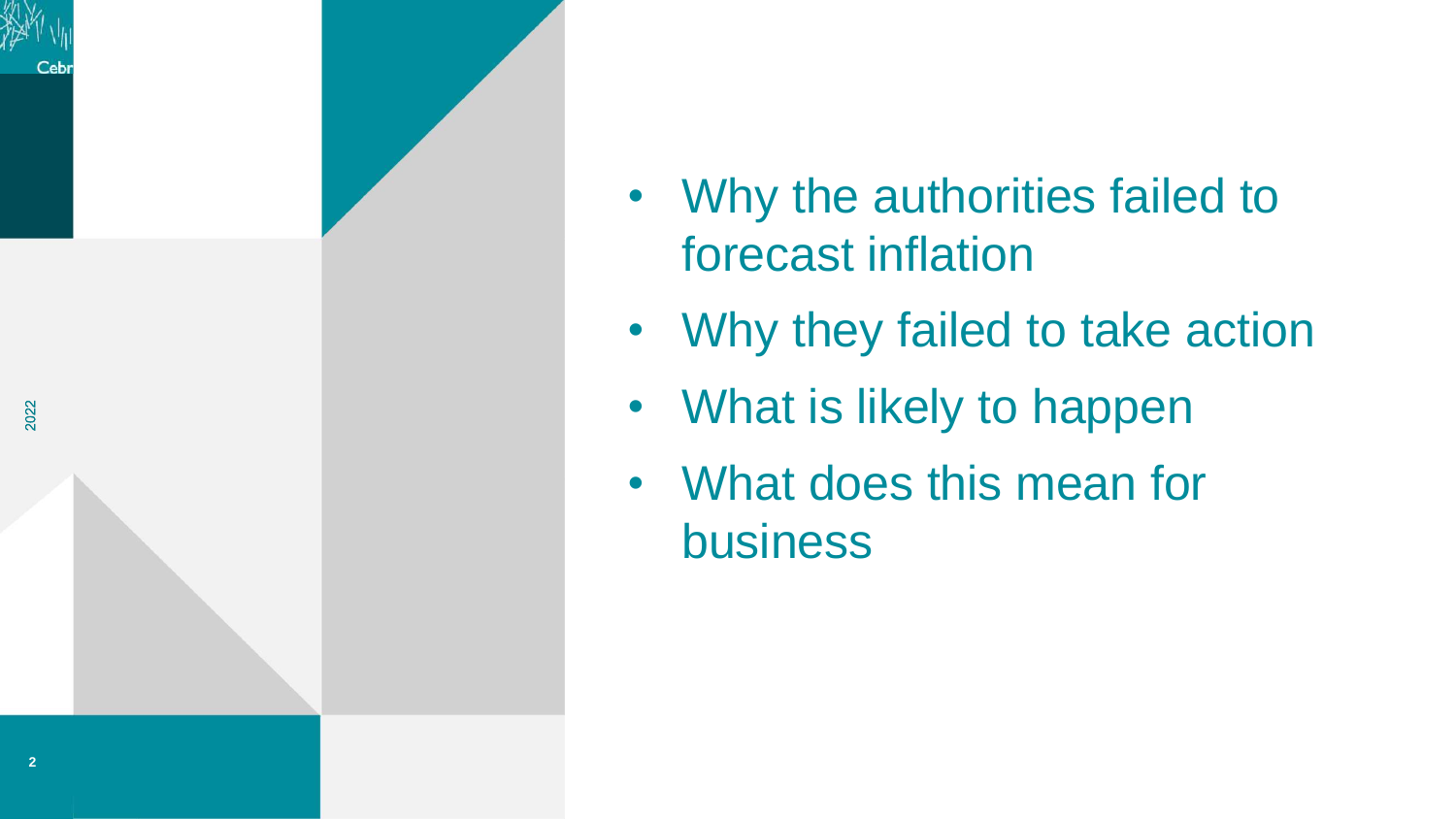- Why the authorities failed to forecast inflation
- Why they failed to take action
- What is likely to happen
- What does this mean for business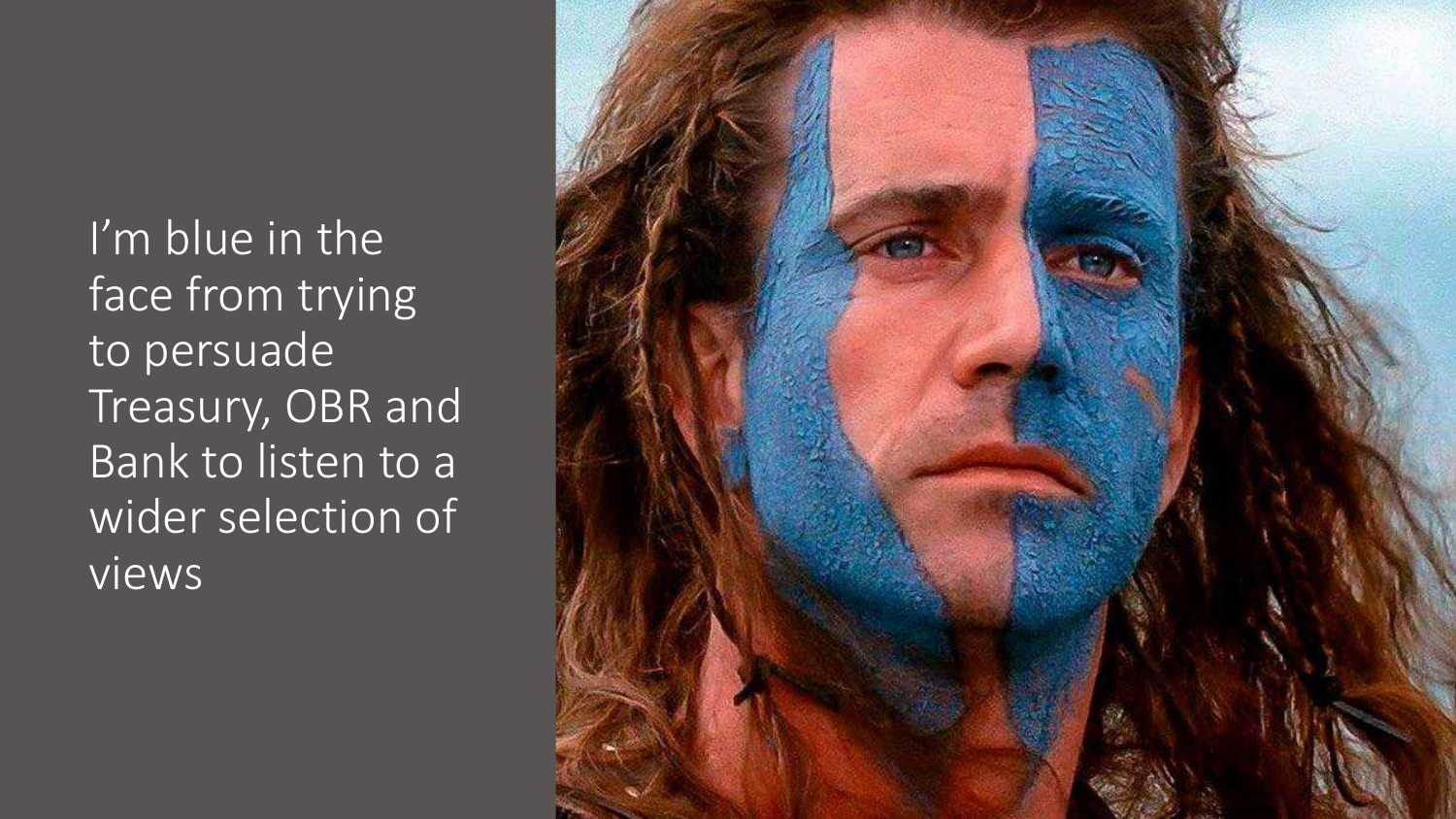I'm blue in the face from trying to persuade Treasury, OBR and Bank to listen to a wider selection of views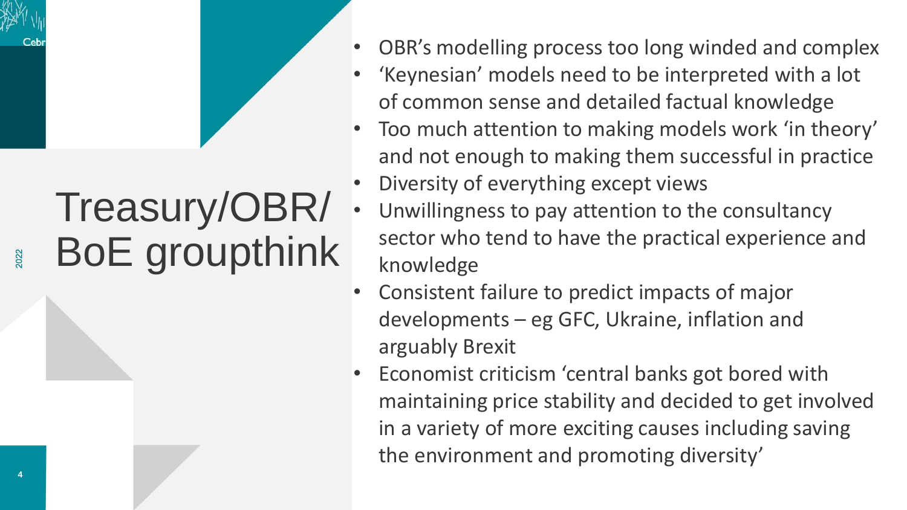# Treasury/OBR/ BoE groupthink

- OBR's modelling process too long winded and complex
- 'Keynesian' models need to be interpreted with a lot of common sense and detailed factual knowledge
- Too much attention to making models work 'in theory' and not enough to making them successful in practice
- Diversity of everything except views
- Unwillingness to pay attention to the consultancy sector who tend to have the practical experience and knowledge
- Consistent failure to predict impacts of major developments – eg GFC, Ukraine, inflation and arguably Brexit
- Economist criticism 'central banks got bored with maintaining price stability and decided to get involved in a variety of more exciting causes including saving the environment and promoting diversity'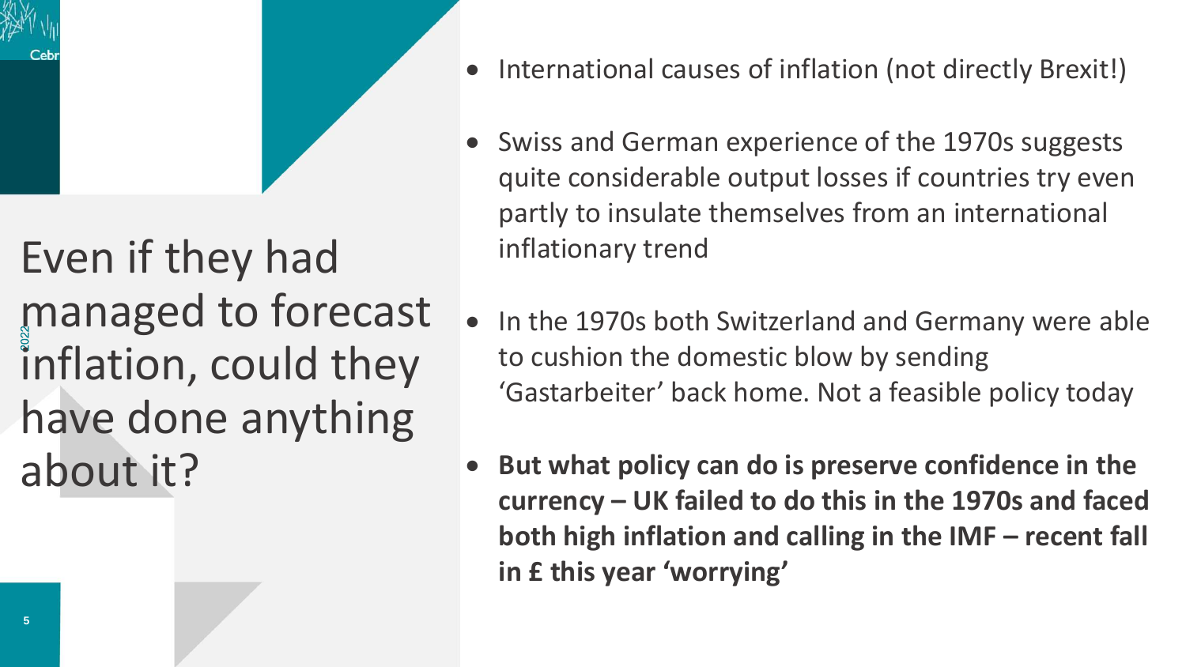# Even if they had managed to forecast inflation, could they have done anything about it?

- International causes of inflation (not directly Brexit!)
- Swiss and German experience of the 1970s suggests quite considerable output losses if countries try even partly to insulate themselves from an international inflationary trend
- In the 1970s both Switzerland and Germany were able to cushion the domestic blow by sending 'Gastarbeiter' back home. Not a feasible policy today
- **But what policy can do is preserve confidence in the currency – UK failed to do this in the 1970s and faced both high inflation and calling in the IMF – recent fall in £ this year 'worrying'**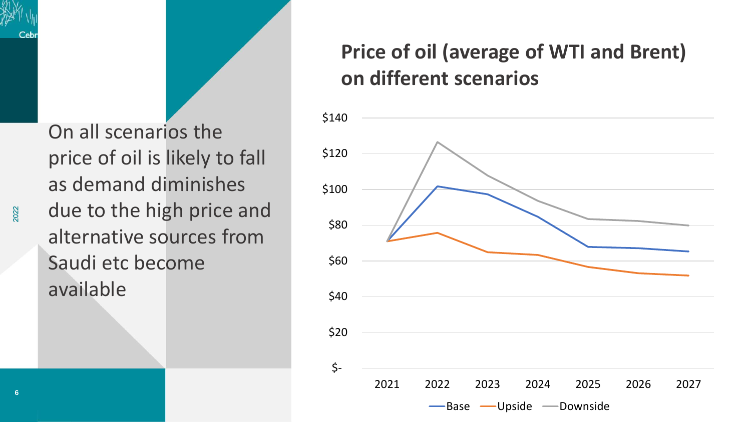On all scenarios the price of oil is likely to fall as demand diminishes due to the high price and alternative sources from Saudi etc become available

## Price of oil (average of WTI and Brent) on different scenarios

| | 2021 | 2022 | 2023 | 2024 | 2025 | 2026 | 2027 |
|---|---|---|---|---|---|---|---|
| Base | ~$71 | ~$102 | ~$97 | ~$85 | ~$68 | ~$67 | ~$65 |
| Upside | ~$71 | ~$76 | ~$65 | ~$63 | ~$57 | ~$53 | ~$52 |
| Downside | ~$71 | ~$127 | ~$108 | ~$94 | ~$84 | ~$82 | ~$80 |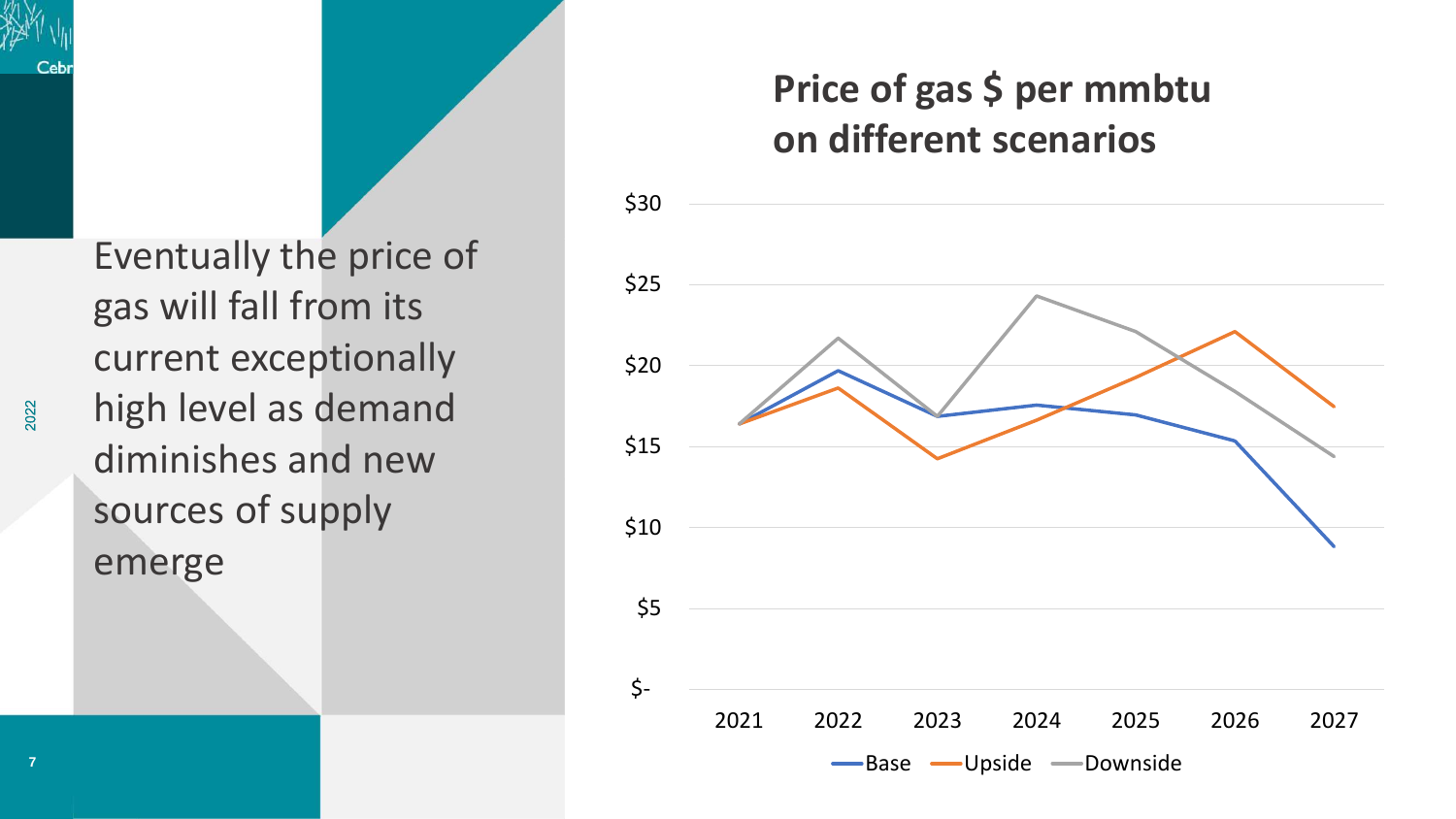Eventually the price of gas will fall from its current exceptionally high level as demand diminishes and new sources of supply emerge

## Price of gas $ per mmbtu on different scenarios

$30
$25
$20
$15
$10
$5
$-

2021 2022 2023 2024 2025 2026 2027

Base Upside Downside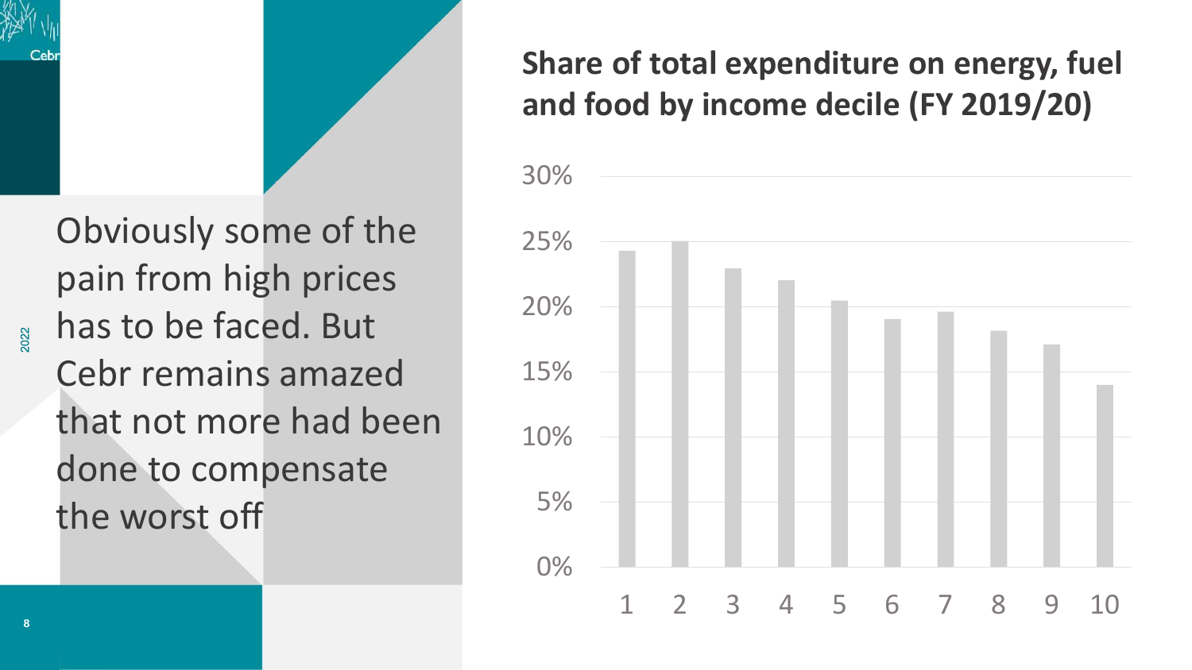Obviously some of the pain from high prices has to be faced. But Cebr remains amazed that not more had been done to compensate the worst off

## Share of total expenditure on energy, fuel and food by income decile (FY 2019/20)

| Income decile | Share (approx.) |
|---|---|
| 1 | 24% |
| 2 | 25% |
| 3 | 23% |
| 4 | 22% |
| 5 | 20.5% |
| 6 | 19% |
| 7 | 19.5% |
| 8 | 18% |
| 9 | 17% |
| 10 | 14% |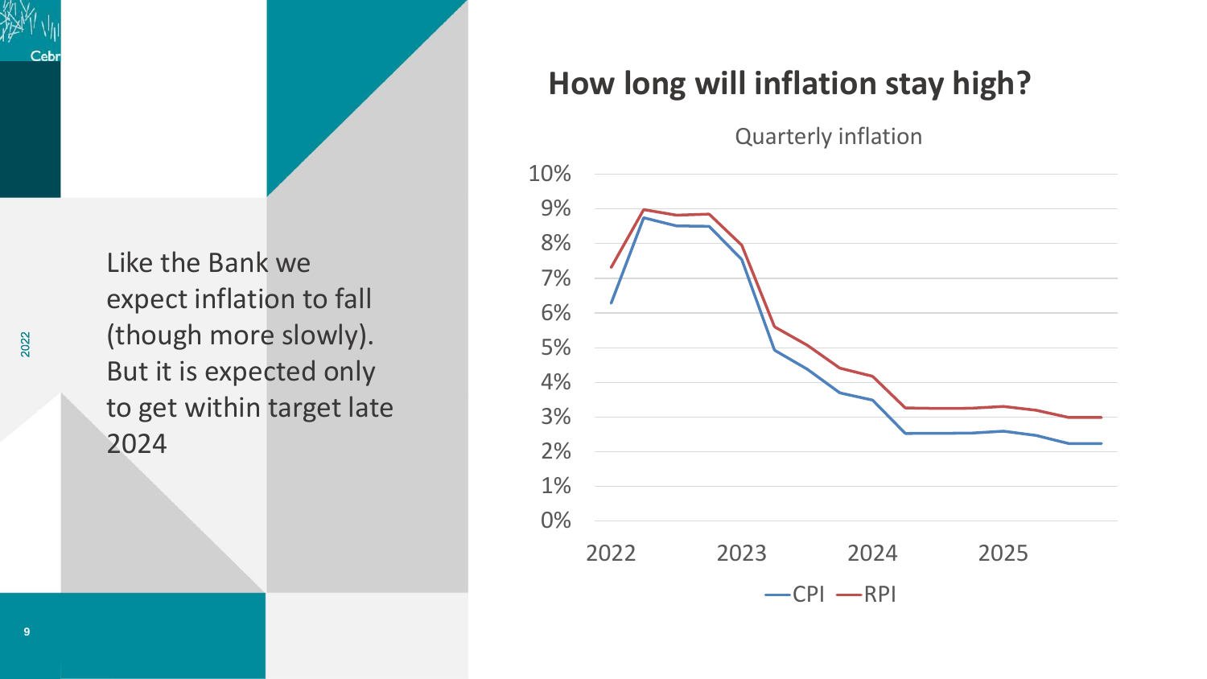# How long will inflation stay high?

Like the Bank we expect inflation to fall (though more slowly). But it is expected only to get within target late 2024

Quarterly inflation

10%
9%
8%
7%
6%
5%
4%
3%
2%
1%
0%

2022 2023 2024 2025

CPI RPI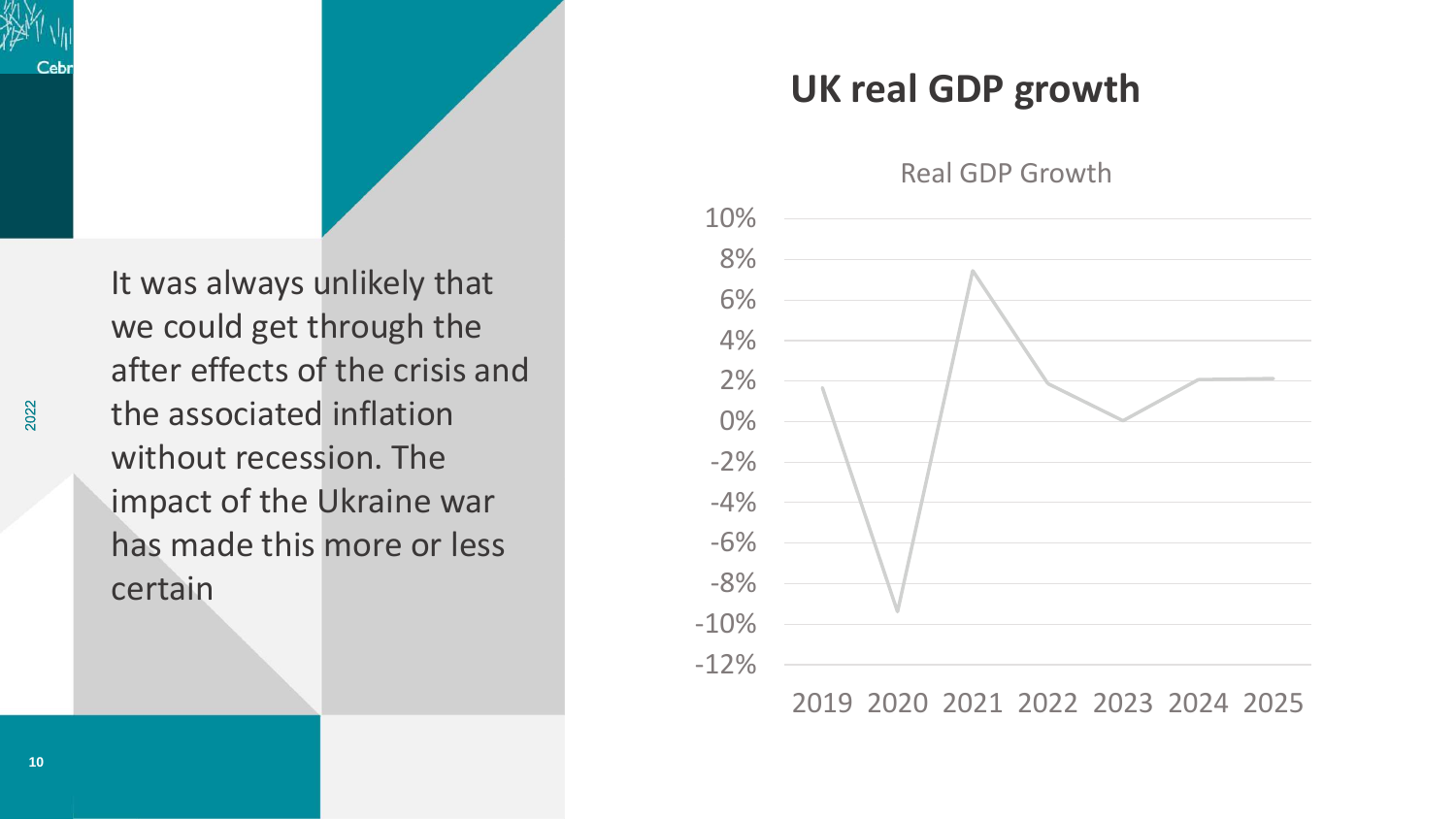## UK real GDP growth

It was always unlikely that we could get through the after effects of the crisis and the associated inflation without recession. The impact of the Ukraine war has made this more or less certain

Real GDP Growth

| Year | Growth (approx.) |
|---|---|
| 2019 | 1.7% |
| 2020 | -9.3% |
| 2021 | 7.4% |
| 2022 | 1.9% |
| 2023 | 0% |
| 2024 | 2.1% |
| 2025 | 2.1% |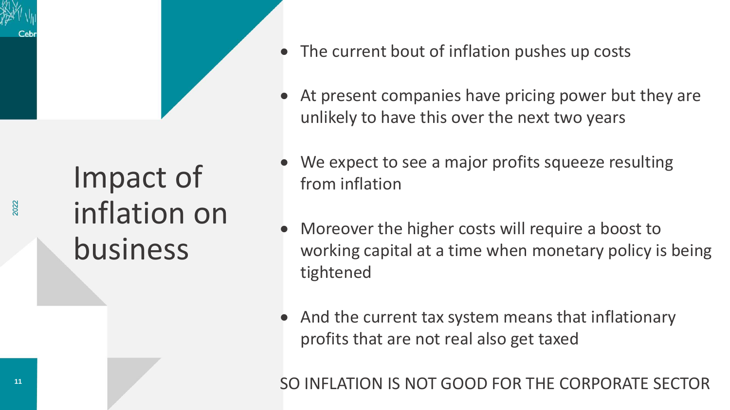# Impact of inflation on business

- The current bout of inflation pushes up costs
- At present companies have pricing power but they are unlikely to have this over the next two years
- We expect to see a major profits squeeze resulting from inflation
- Moreover the higher costs will require a boost to working capital at a time when monetary policy is being tightened
- And the current tax system means that inflationary profits that are not real also get taxed

SO INFLATION IS NOT GOOD FOR THE CORPORATE SECTOR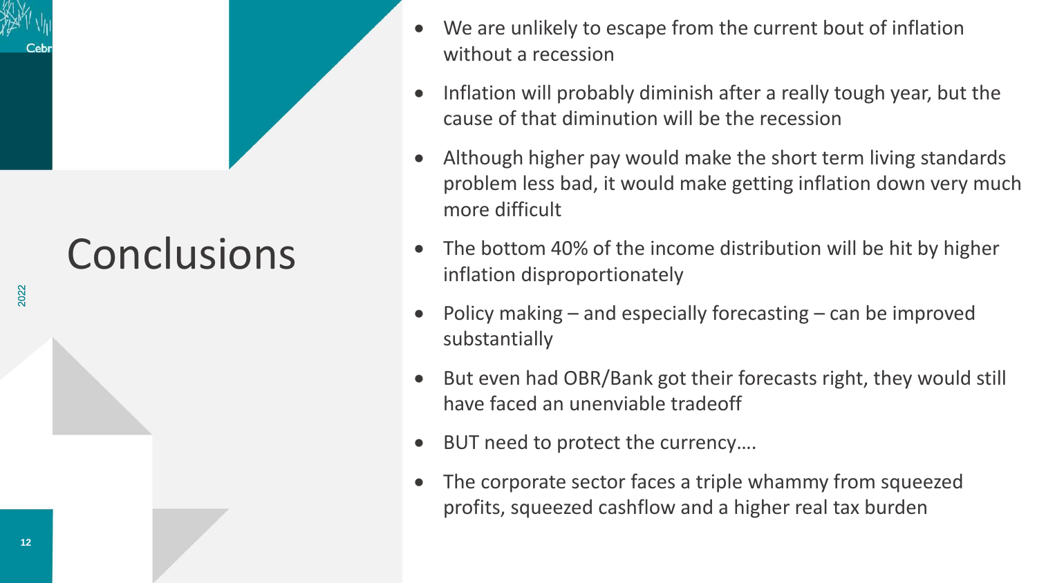# Conclusions

- We are unlikely to escape from the current bout of inflation without a recession
- Inflation will probably diminish after a really tough year, but the cause of that diminution will be the recession
- Although higher pay would make the short term living standards problem less bad, it would make getting inflation down very much more difficult
- The bottom 40% of the income distribution will be hit by higher inflation disproportionately
- Policy making – and especially forecasting – can be improved substantially
- But even had OBR/Bank got their forecasts right, they would still have faced an unenviable tradeoff
- BUT need to protect the currency….
- The corporate sector faces a triple whammy from squeezed profits, squeezed cashflow and a higher real tax burden